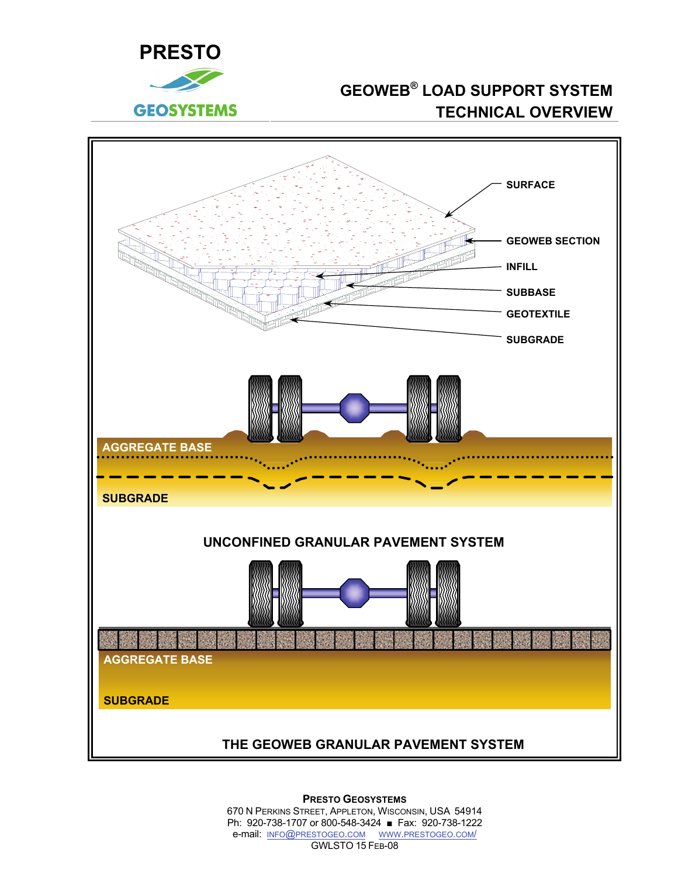PRESTO

GEOSYSTEMS

# GEOWEB® LOAD SUPPORT SYSTEM TECHNICAL OVERVIEW

SURFACE

GEOWEB SECTION

INFILL

SUBBASE

GEOTEXTILE

SUBGRADE

AGGREGATE BASE

SUBGRADE

UNCONFINED GRANULAR PAVEMENT SYSTEM

AGGREGATE BASE

SUBGRADE

THE GEOWEB GRANULAR PAVEMENT SYSTEM

**PRESTO GEOSYSTEMS**
670 N PERKINS STREET, APPLETON, WISCONSIN, USA 54914
Ph: 920-738-1707 or 800-548-3424 ■ Fax: 920-738-1222
e-mail: INFO@PRESTOGEO.COM WWW.PRESTOGEO.COM/
GWLSTO 15 FEB-08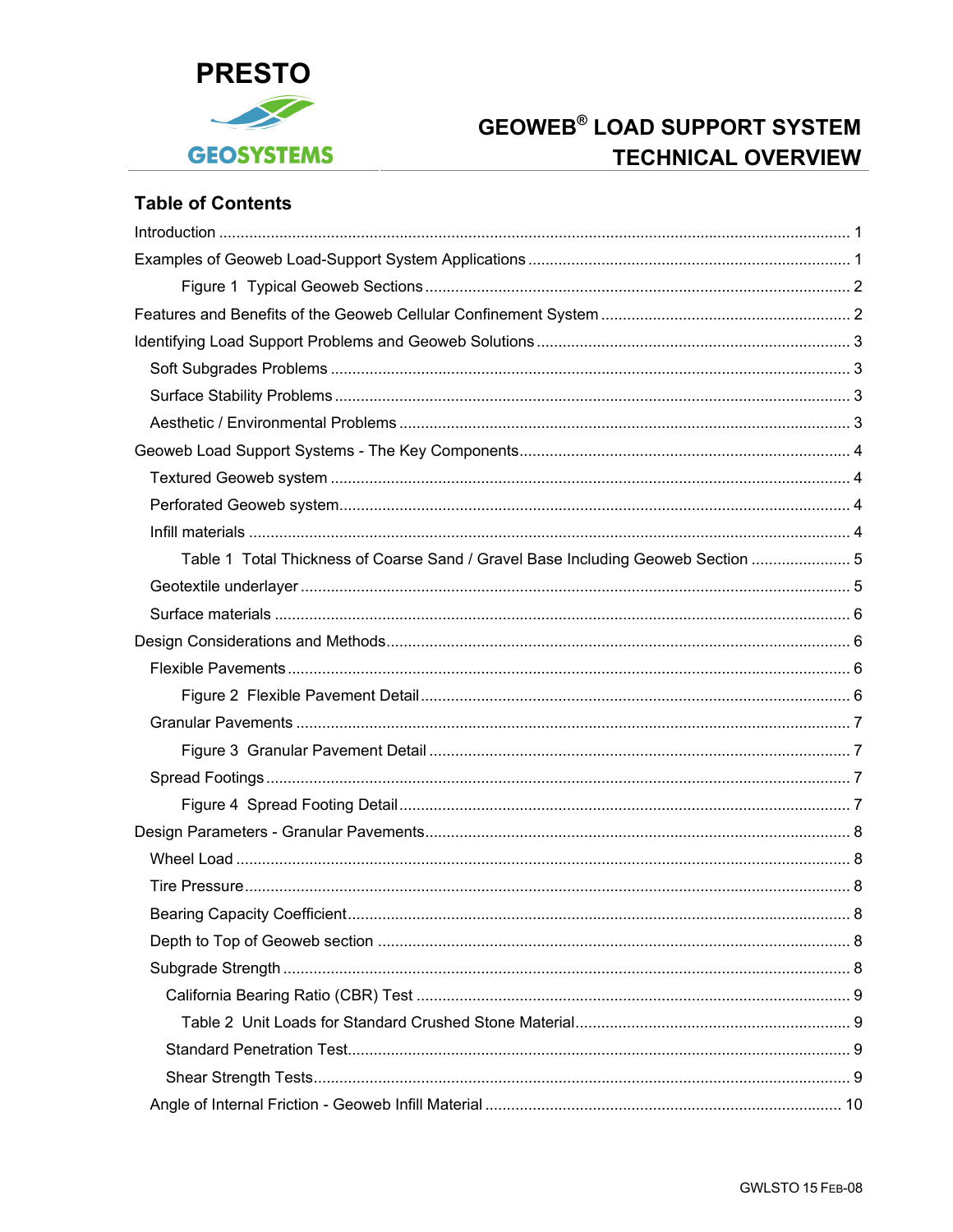PRESTO

GEOSYSTEMS

# GEOWEB® LOAD SUPPORT SYSTEM TECHNICAL OVERVIEW

## Table of Contents

Introduction ........................................................................................................................................ 1

Examples of Geoweb Load-Support System Applications .......................................................................... 1

Figure 1 Typical Geoweb Sections ................................................................................................. 2

Features and Benefits of the Geoweb Cellular Confinement System .......................................................... 2

Identifying Load Support Problems and Geoweb Solutions ........................................................................ 3

Soft Subgrades Problems ...................................................................................................................... 3

Surface Stability Problems ...................................................................................................................... 3

Aesthetic / Environmental Problems ....................................................................................................... 3

Geoweb Load Support Systems - The Key Components ............................................................................ 4

Textured Geoweb system ....................................................................................................................... 4

Perforated Geoweb system..................................................................................................................... 4

Infill materials ......................................................................................................................................... 4

Table 1 Total Thickness of Coarse Sand / Gravel Base Including Geoweb Section ....................... 5

Geotextile underlayer ............................................................................................................................. 5

Surface materials .................................................................................................................................... 6

Design Considerations and Methods.......................................................................................................... 6

Flexible Pavements ................................................................................................................................ 6

Figure 2 Flexible Pavement Detail .................................................................................................. 6

Granular Pavements ............................................................................................................................... 7

Figure 3 Granular Pavement Detail ................................................................................................. 7

Spread Footings ...................................................................................................................................... 7

Figure 4 Spread Footing Detail ....................................................................................................... 7

Design Parameters - Granular Pavements.................................................................................................. 8

Wheel Load ............................................................................................................................................. 8

Tire Pressure........................................................................................................................................... 8

Bearing Capacity Coefficient.................................................................................................................... 8

Depth to Top of Geoweb section ............................................................................................................ 8

Subgrade Strength .................................................................................................................................. 8

California Bearing Ratio (CBR) Test .................................................................................................... 9

Table 2 Unit Loads for Standard Crushed Stone Material............................................................... 9

Standard Penetration Test.................................................................................................................... 9

Shear Strength Tests............................................................................................................................ 9

Angle of Internal Friction - Geoweb Infill Material .................................................................................. 10

GWLSTO 15 FEB-08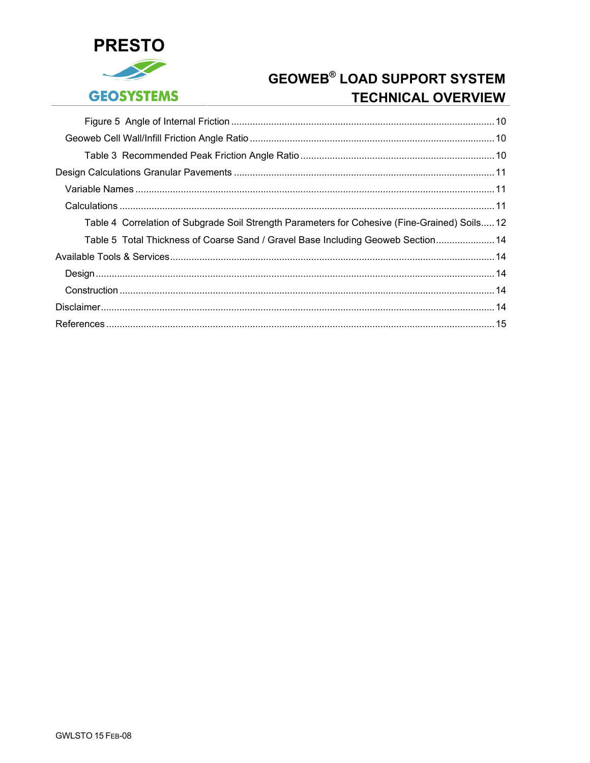- Figure 5 Angle of Internal Friction ........................................ 10
- Geoweb Cell Wall/Infill Friction Angle Ratio ........................................ 10
  - Table 3 Recommended Peak Friction Angle Ratio ........................................ 10
- Design Calculations Granular Pavements ........................................ 11
  - Variable Names ........................................ 11
  - Calculations ........................................ 11
    - Table 4 Correlation of Subgrade Soil Strength Parameters for Cohesive (Fine-Grained) Soils ..... 12
    - Table 5 Total Thickness of Coarse Sand / Gravel Base Including Geoweb Section ........................................ 14
- Available Tools & Services ........................................ 14
  - Design ........................................ 14
  - Construction ........................................ 14
- Disclaimer ........................................ 14
- References ........................................ 15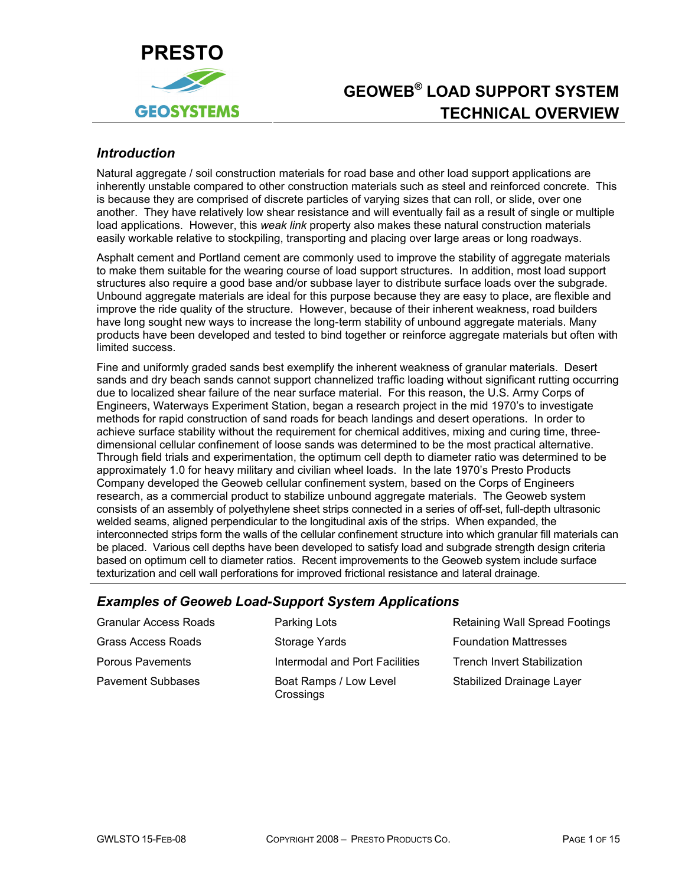# GEOWEB® LOAD SUPPORT SYSTEM TECHNICAL OVERVIEW

## *Introduction*

Natural aggregate / soil construction materials for road base and other load support applications are inherently unstable compared to other construction materials such as steel and reinforced concrete. This is because they are comprised of discrete particles of varying sizes that can roll, or slide, over one another. They have relatively low shear resistance and will eventually fail as a result of single or multiple load applications. However, this *weak link* property also makes these natural construction materials easily workable relative to stockpiling, transporting and placing over large areas or long roadways.

Asphalt cement and Portland cement are commonly used to improve the stability of aggregate materials to make them suitable for the wearing course of load support structures. In addition, most load support structures also require a good base and/or subbase layer to distribute surface loads over the subgrade. Unbound aggregate materials are ideal for this purpose because they are easy to place, are flexible and improve the ride quality of the structure. However, because of their inherent weakness, road builders have long sought new ways to increase the long-term stability of unbound aggregate materials. Many products have been developed and tested to bind together or reinforce aggregate materials but often with limited success.

Fine and uniformly graded sands best exemplify the inherent weakness of granular materials. Desert sands and dry beach sands cannot support channelized traffic loading without significant rutting occurring due to localized shear failure of the near surface material. For this reason, the U.S. Army Corps of Engineers, Waterways Experiment Station, began a research project in the mid 1970's to investigate methods for rapid construction of sand roads for beach landings and desert operations. In order to achieve surface stability without the requirement for chemical additives, mixing and curing time, three-dimensional cellular confinement of loose sands was determined to be the most practical alternative. Through field trials and experimentation, the optimum cell depth to diameter ratio was determined to be approximately 1.0 for heavy military and civilian wheel loads. In the late 1970's Presto Products Company developed the Geoweb cellular confinement system, based on the Corps of Engineers research, as a commercial product to stabilize unbound aggregate materials. The Geoweb system consists of an assembly of polyethylene sheet strips connected in a series of off-set, full-depth ultrasonic welded seams, aligned perpendicular to the longitudinal axis of the strips. When expanded, the interconnected strips form the walls of the cellular confinement structure into which granular fill materials can be placed. Various cell depths have been developed to satisfy load and subgrade strength design criteria based on optimum cell to diameter ratios. Recent improvements to the Geoweb system include surface texturization and cell wall perforations for improved frictional resistance and lateral drainage.

## *Examples of Geoweb Load-Support System Applications*

| | | |
|---|---|---|
| Granular Access Roads | Parking Lots | Retaining Wall Spread Footings |
| Grass Access Roads | Storage Yards | Foundation Mattresses |
| Porous Pavements | Intermodal and Port Facilities | Trench Invert Stabilization |
| Pavement Subbases | Boat Ramps / Low Level Crossings | Stabilized Drainage Layer |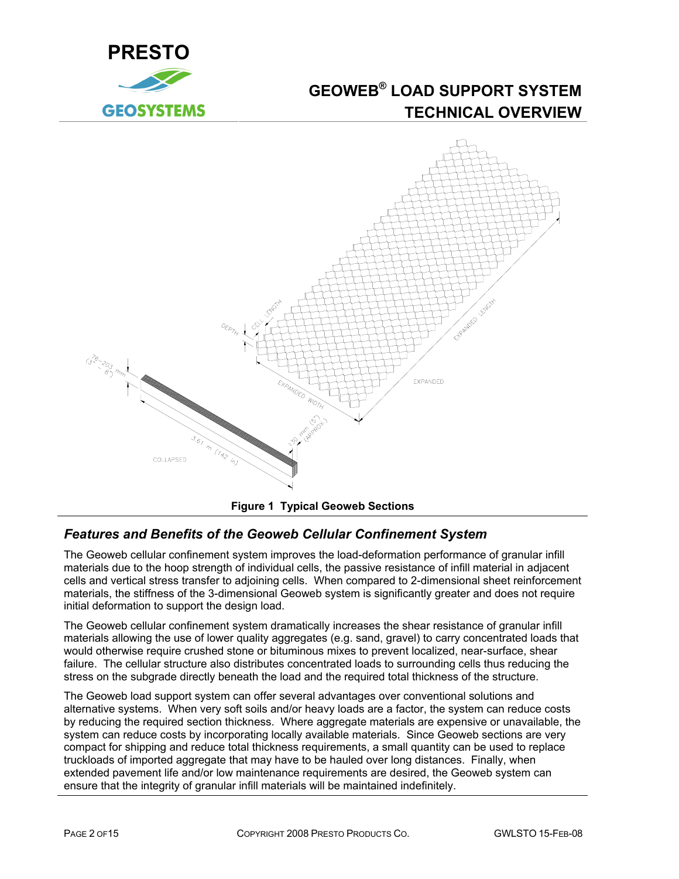Figure 1 Typical Geoweb Sections

### *Features and Benefits of the Geoweb Cellular Confinement System*

The Geoweb cellular confinement system improves the load-deformation performance of granular infill materials due to the hoop strength of individual cells, the passive resistance of infill material in adjacent cells and vertical stress transfer to adjoining cells. When compared to 2-dimensional sheet reinforcement materials, the stiffness of the 3-dimensional Geoweb system is significantly greater and does not require initial deformation to support the design load.

The Geoweb cellular confinement system dramatically increases the shear resistance of granular infill materials allowing the use of lower quality aggregates (e.g. sand, gravel) to carry concentrated loads that would otherwise require crushed stone or bituminous mixes to prevent localized, near-surface, shear failure. The cellular structure also distributes concentrated loads to surrounding cells thus reducing the stress on the subgrade directly beneath the load and the required total thickness of the structure.

The Geoweb load support system can offer several advantages over conventional solutions and alternative systems. When very soft soils and/or heavy loads are a factor, the system can reduce costs by reducing the required section thickness. Where aggregate materials are expensive or unavailable, the system can reduce costs by incorporating locally available materials. Since Geoweb sections are very compact for shipping and reduce total thickness requirements, a small quantity can be used to replace truckloads of imported aggregate that may have to be hauled over long distances. Finally, when extended pavement life and/or low maintenance requirements are desired, the Geoweb system can ensure that the integrity of granular infill materials will be maintained indefinitely.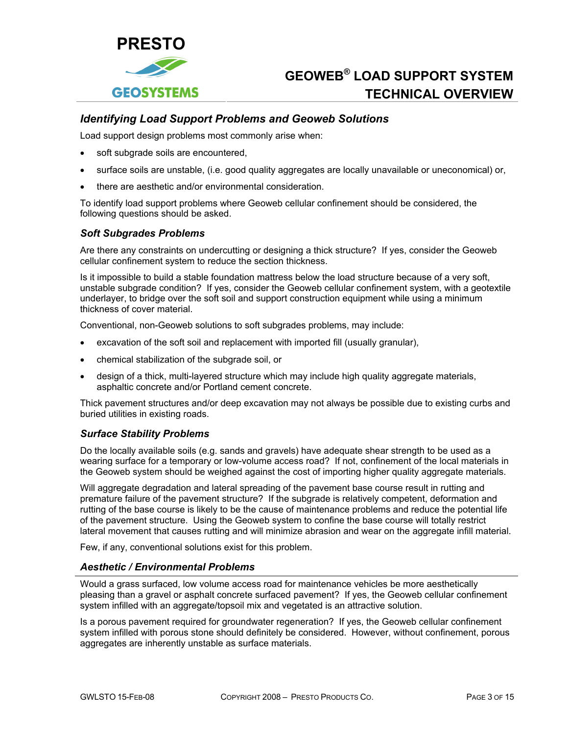## *Identifying Load Support Problems and Geoweb Solutions*

Load support design problems most commonly arise when:

- soft subgrade soils are encountered,
- surface soils are unstable, (i.e. good quality aggregates are locally unavailable or uneconomical) or,
- there are aesthetic and/or environmental consideration.

To identify load support problems where Geoweb cellular confinement should be considered, the following questions should be asked.

### *Soft Subgrades Problems*

Are there any constraints on undercutting or designing a thick structure? If yes, consider the Geoweb cellular confinement system to reduce the section thickness.

Is it impossible to build a stable foundation mattress below the load structure because of a very soft, unstable subgrade condition? If yes, consider the Geoweb cellular confinement system, with a geotextile underlayer, to bridge over the soft soil and support construction equipment while using a minimum thickness of cover material.

Conventional, non-Geoweb solutions to soft subgrades problems, may include:

- excavation of the soft soil and replacement with imported fill (usually granular),
- chemical stabilization of the subgrade soil, or
- design of a thick, multi-layered structure which may include high quality aggregate materials, asphaltic concrete and/or Portland cement concrete.

Thick pavement structures and/or deep excavation may not always be possible due to existing curbs and buried utilities in existing roads.

### *Surface Stability Problems*

Do the locally available soils (e.g. sands and gravels) have adequate shear strength to be used as a wearing surface for a temporary or low-volume access road? If not, confinement of the local materials in the Geoweb system should be weighed against the cost of importing higher quality aggregate materials.

Will aggregate degradation and lateral spreading of the pavement base course result in rutting and premature failure of the pavement structure? If the subgrade is relatively competent, deformation and rutting of the base course is likely to be the cause of maintenance problems and reduce the potential life of the pavement structure. Using the Geoweb system to confine the base course will totally restrict lateral movement that causes rutting and will minimize abrasion and wear on the aggregate infill material.

Few, if any, conventional solutions exist for this problem.

### *Aesthetic / Environmental Problems*

Would a grass surfaced, low volume access road for maintenance vehicles be more aesthetically pleasing than a gravel or asphalt concrete surfaced pavement? If yes, the Geoweb cellular confinement system infilled with an aggregate/topsoil mix and vegetated is an attractive solution.

Is a porous pavement required for groundwater regeneration? If yes, the Geoweb cellular confinement system infilled with porous stone should definitely be considered. However, without confinement, porous aggregates are inherently unstable as surface materials.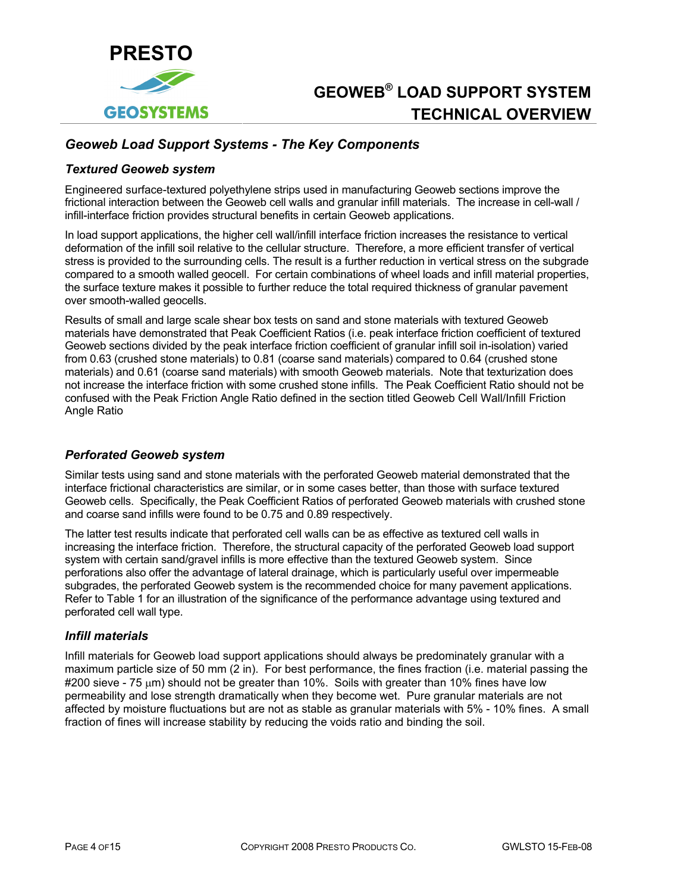## *Geoweb Load Support Systems - The Key Components*

### *Textured Geoweb system*

Engineered surface-textured polyethylene strips used in manufacturing Geoweb sections improve the frictional interaction between the Geoweb cell walls and granular infill materials. The increase in cell-wall / infill-interface friction provides structural benefits in certain Geoweb applications.

In load support applications, the higher cell wall/infill interface friction increases the resistance to vertical deformation of the infill soil relative to the cellular structure. Therefore, a more efficient transfer of vertical stress is provided to the surrounding cells. The result is a further reduction in vertical stress on the subgrade compared to a smooth walled geocell. For certain combinations of wheel loads and infill material properties, the surface texture makes it possible to further reduce the total required thickness of granular pavement over smooth-walled geocells.

Results of small and large scale shear box tests on sand and stone materials with textured Geoweb materials have demonstrated that Peak Coefficient Ratios (i.e. peak interface friction coefficient of textured Geoweb sections divided by the peak interface friction coefficient of granular infill soil in-isolation) varied from 0.63 (crushed stone materials) to 0.81 (coarse sand materials) compared to 0.64 (crushed stone materials) and 0.61 (coarse sand materials) with smooth Geoweb materials. Note that texturization does not increase the interface friction with some crushed stone infills. The Peak Coefficient Ratio should not be confused with the Peak Friction Angle Ratio defined in the section titled Geoweb Cell Wall/Infill Friction Angle Ratio

### *Perforated Geoweb system*

Similar tests using sand and stone materials with the perforated Geoweb material demonstrated that the interface frictional characteristics are similar, or in some cases better, than those with surface textured Geoweb cells. Specifically, the Peak Coefficient Ratios of perforated Geoweb materials with crushed stone and coarse sand infills were found to be 0.75 and 0.89 respectively.

The latter test results indicate that perforated cell walls can be as effective as textured cell walls in increasing the interface friction. Therefore, the structural capacity of the perforated Geoweb load support system with certain sand/gravel infills is more effective than the textured Geoweb system. Since perforations also offer the advantage of lateral drainage, which is particularly useful over impermeable subgrades, the perforated Geoweb system is the recommended choice for many pavement applications. Refer to Table 1 for an illustration of the significance of the performance advantage using textured and perforated cell wall type.

### *Infill materials*

Infill materials for Geoweb load support applications should always be predominately granular with a maximum particle size of 50 mm (2 in). For best performance, the fines fraction (i.e. material passing the #200 sieve - 75 μm) should not be greater than 10%. Soils with greater than 10% fines have low permeability and lose strength dramatically when they become wet. Pure granular materials are not affected by moisture fluctuations but are not as stable as granular materials with 5% - 10% fines. A small fraction of fines will increase stability by reducing the voids ratio and binding the soil.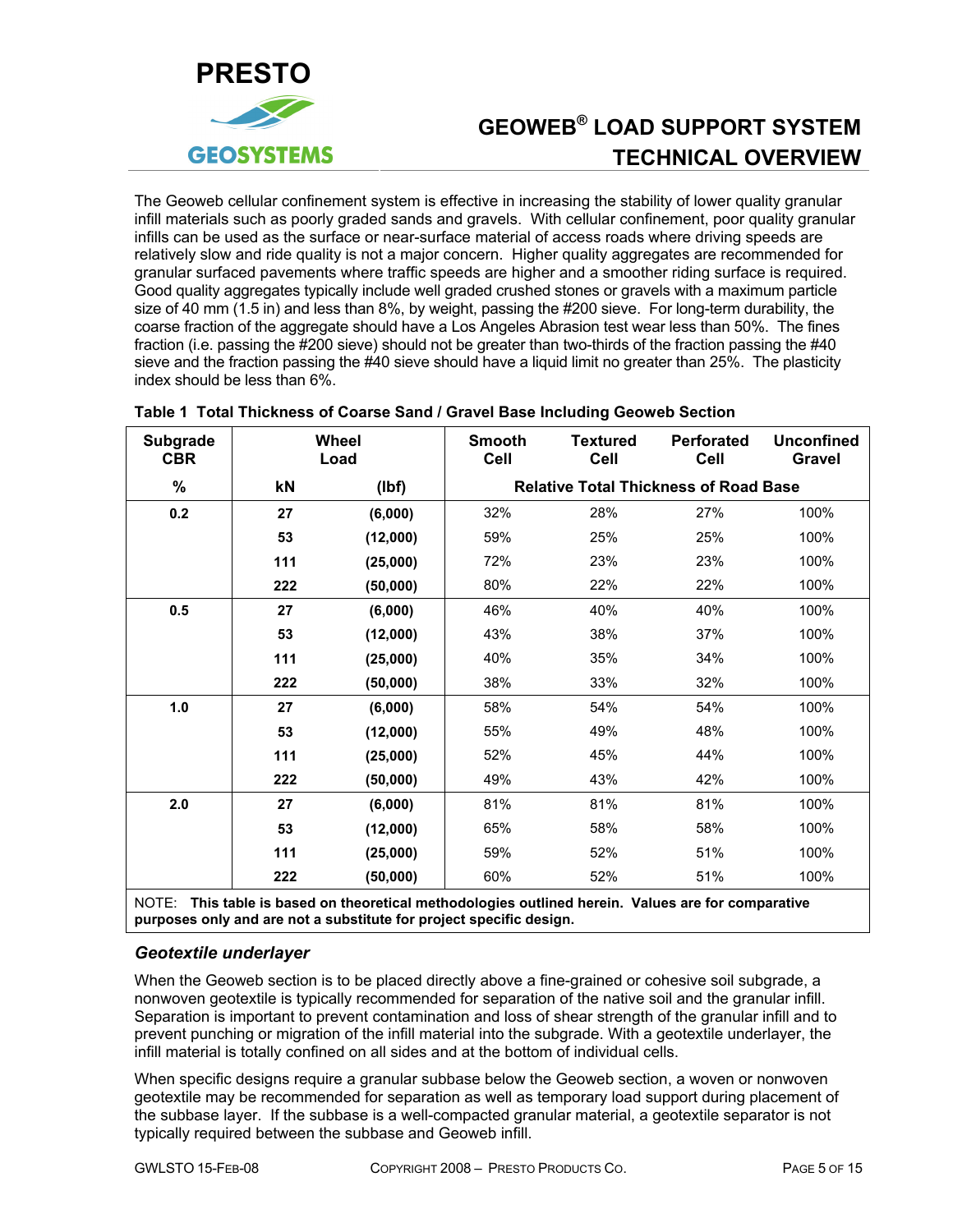The Geoweb cellular confinement system is effective in increasing the stability of lower quality granular infill materials such as poorly graded sands and gravels. With cellular confinement, poor quality granular infills can be used as the surface or near-surface material of access roads where driving speeds are relatively slow and ride quality is not a major concern. Higher quality aggregates are recommended for granular surfaced pavements where traffic speeds are higher and a smoother riding surface is required. Good quality aggregates typically include well graded crushed stones or gravels with a maximum particle size of 40 mm (1.5 in) and less than 8%, by weight, passing the #200 sieve. For long-term durability, the coarse fraction of the aggregate should have a Los Angeles Abrasion test wear less than 50%. The fines fraction (i.e. passing the #200 sieve) should not be greater than two-thirds of the fraction passing the #40 sieve and the fraction passing the #40 sieve should have a liquid limit no greater than 25%. The plasticity index should be less than 6%.

**Table 1 Total Thickness of Coarse Sand / Gravel Base Including Geoweb Section**

| Subgrade CBR | Wheel Load | | Smooth Cell | Textured Cell | Perforated Cell | Unconfined Gravel |
|---|---|---|---|---|---|---|
| % | kN | (lbf) | Relative Total Thickness of Road Base | | | |
| 0.2 | 27 | (6,000) | 32% | 28% | 27% | 100% |
| | 53 | (12,000) | 59% | 25% | 25% | 100% |
| | 111 | (25,000) | 72% | 23% | 23% | 100% |
| | 222 | (50,000) | 80% | 22% | 22% | 100% |
| 0.5 | 27 | (6,000) | 46% | 40% | 40% | 100% |
| | 53 | (12,000) | 43% | 38% | 37% | 100% |
| | 111 | (25,000) | 40% | 35% | 34% | 100% |
| | 222 | (50,000) | 38% | 33% | 32% | 100% |
| 1.0 | 27 | (6,000) | 58% | 54% | 54% | 100% |
| | 53 | (12,000) | 55% | 49% | 48% | 100% |
| | 111 | (25,000) | 52% | 45% | 44% | 100% |
| | 222 | (50,000) | 49% | 43% | 42% | 100% |
| 2.0 | 27 | (6,000) | 81% | 81% | 81% | 100% |
| | 53 | (12,000) | 65% | 58% | 58% | 100% |
| | 111 | (25,000) | 59% | 52% | 51% | 100% |
| | 222 | (50,000) | 60% | 52% | 51% | 100% |

NOTE: **This table is based on theoretical methodologies outlined herein. Values are for comparative purposes only and are not a substitute for project specific design.**

### *Geotextile underlayer*

When the Geoweb section is to be placed directly above a fine-grained or cohesive soil subgrade, a nonwoven geotextile is typically recommended for separation of the native soil and the granular infill. Separation is important to prevent contamination and loss of shear strength of the granular infill and to prevent punching or migration of the infill material into the subgrade. With a geotextile underlayer, the infill material is totally confined on all sides and at the bottom of individual cells.

When specific designs require a granular subbase below the Geoweb section, a woven or nonwoven geotextile may be recommended for separation as well as temporary load support during placement of the subbase layer. If the subbase is a well-compacted granular material, a geotextile separator is not typically required between the subbase and Geoweb infill.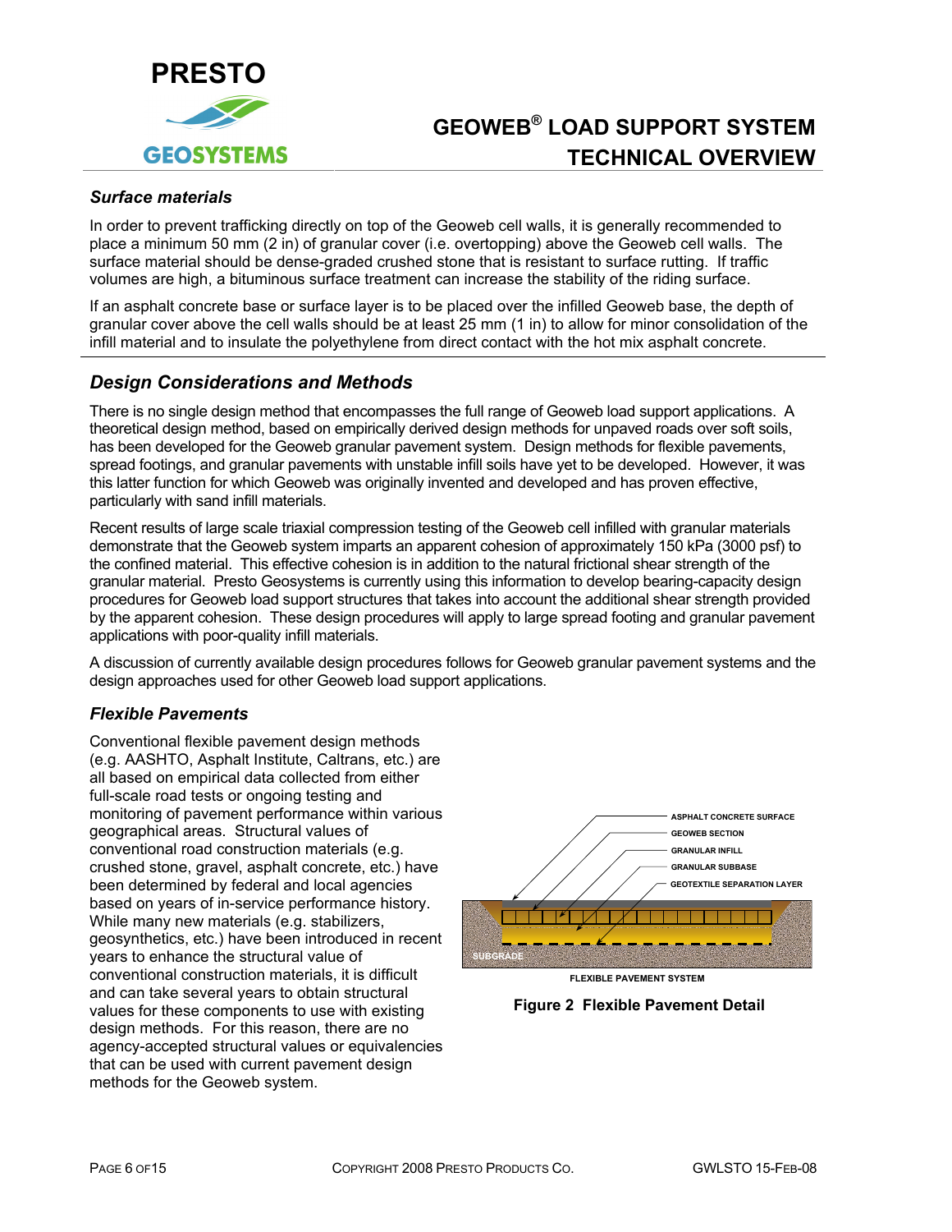### *Surface materials*

In order to prevent trafficking directly on top of the Geoweb cell walls, it is generally recommended to place a minimum 50 mm (2 in) of granular cover (i.e. overtopping) above the Geoweb cell walls. The surface material should be dense-graded crushed stone that is resistant to surface rutting. If traffic volumes are high, a bituminous surface treatment can increase the stability of the riding surface.

If an asphalt concrete base or surface layer is to be placed over the infilled Geoweb base, the depth of granular cover above the cell walls should be at least 25 mm (1 in) to allow for minor consolidation of the infill material and to insulate the polyethylene from direct contact with the hot mix asphalt concrete.

## *Design Considerations and Methods*

There is no single design method that encompasses the full range of Geoweb load support applications. A theoretical design method, based on empirically derived design methods for unpaved roads over soft soils, has been developed for the Geoweb granular pavement system. Design methods for flexible pavements, spread footings, and granular pavements with unstable infill soils have yet to be developed. However, it was this latter function for which Geoweb was originally invented and developed and has proven effective, particularly with sand infill materials.

Recent results of large scale triaxial compression testing of the Geoweb cell infilled with granular materials demonstrate that the Geoweb system imparts an apparent cohesion of approximately 150 kPa (3000 psf) to the confined material. This effective cohesion is in addition to the natural frictional shear strength of the granular material. Presto Geosystems is currently using this information to develop bearing-capacity design procedures for Geoweb load support structures that takes into account the additional shear strength provided by the apparent cohesion. These design procedures will apply to large spread footing and granular pavement applications with poor-quality infill materials.

A discussion of currently available design procedures follows for Geoweb granular pavement systems and the design approaches used for other Geoweb load support applications.

### *Flexible Pavements*

Conventional flexible pavement design methods (e.g. AASHTO, Asphalt Institute, Caltrans, etc.) are all based on empirical data collected from either full-scale road tests or ongoing testing and monitoring of pavement performance within various geographical areas. Structural values of conventional road construction materials (e.g. crushed stone, gravel, asphalt concrete, etc.) have been determined by federal and local agencies based on years of in-service performance history. While many new materials (e.g. stabilizers, geosynthetics, etc.) have been introduced in recent years to enhance the structural value of conventional construction materials, it is difficult and can take several years to obtain structural values for these components to use with existing design methods. For this reason, there are no agency-accepted structural values or equivalencies that can be used with current pavement design methods for the Geoweb system.

ASPHALT CONCRETE SURFACE
GEOWEB SECTION
GRANULAR INFILL
GRANULAR SUBBASE
GEOTEXTILE SEPARATION LAYER
SUBGRADE
FLEXIBLE PAVEMENT SYSTEM

**Figure 2 Flexible Pavement Detail**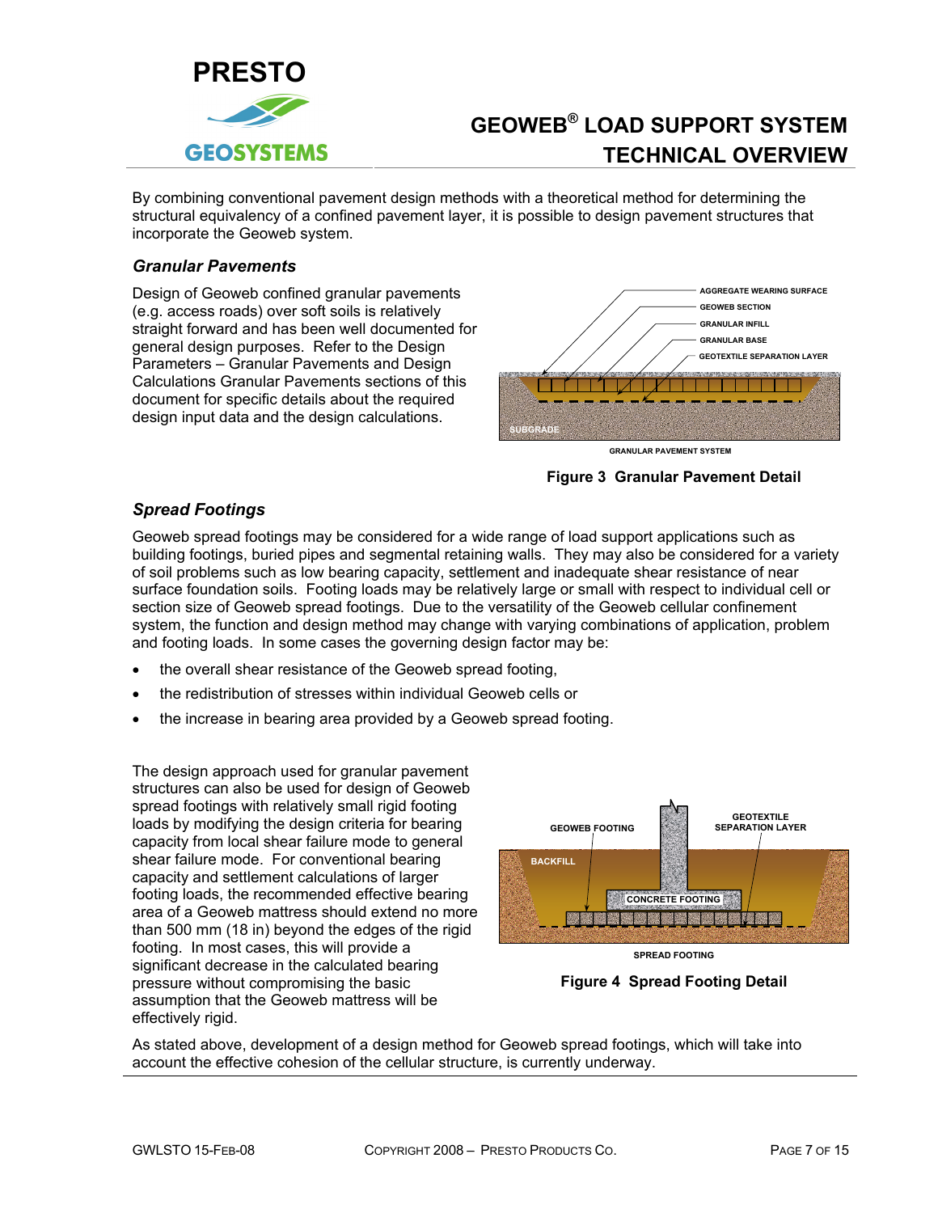By combining conventional pavement design methods with a theoretical method for determining the structural equivalency of a confined pavement layer, it is possible to design pavement structures that incorporate the Geoweb system.

### *Granular Pavements*

Design of Geoweb confined granular pavements (e.g. access roads) over soft soils is relatively straight forward and has been well documented for general design purposes. Refer to the Design Parameters – Granular Pavements and Design Calculations Granular Pavements sections of this document for specific details about the required design input data and the design calculations.

AGGREGATE WEARING SURFACE
GEOWEB SECTION
GRANULAR INFILL
GRANULAR BASE
GEOTEXTILE SEPARATION LAYER
SUBGRADE
GRANULAR PAVEMENT SYSTEM

**Figure 3 Granular Pavement Detail**

### *Spread Footings*

Geoweb spread footings may be considered for a wide range of load support applications such as building footings, buried pipes and segmental retaining walls. They may also be considered for a variety of soil problems such as low bearing capacity, settlement and inadequate shear resistance of near surface foundation soils. Footing loads may be relatively large or small with respect to individual cell or section size of Geoweb spread footings. Due to the versatility of the Geoweb cellular confinement system, the function and design method may change with varying combinations of application, problem and footing loads. In some cases the governing design factor may be:

- the overall shear resistance of the Geoweb spread footing,
- the redistribution of stresses within individual Geoweb cells or
- the increase in bearing area provided by a Geoweb spread footing.

The design approach used for granular pavement structures can also be used for design of Geoweb spread footings with relatively small rigid footing loads by modifying the design criteria for bearing capacity from local shear failure mode to general shear failure mode. For conventional bearing capacity and settlement calculations of larger footing loads, the recommended effective bearing area of a Geoweb mattress should extend no more than 500 mm (18 in) beyond the edges of the rigid footing. In most cases, this will provide a significant decrease in the calculated bearing pressure without compromising the basic assumption that the Geoweb mattress will be effectively rigid.

GEOWEB FOOTING
GEOTEXTILE SEPARATION LAYER
BACKFILL
CONCRETE FOOTING
SPREAD FOOTING

**Figure 4 Spread Footing Detail**

As stated above, development of a design method for Geoweb spread footings, which will take into account the effective cohesion of the cellular structure, is currently underway.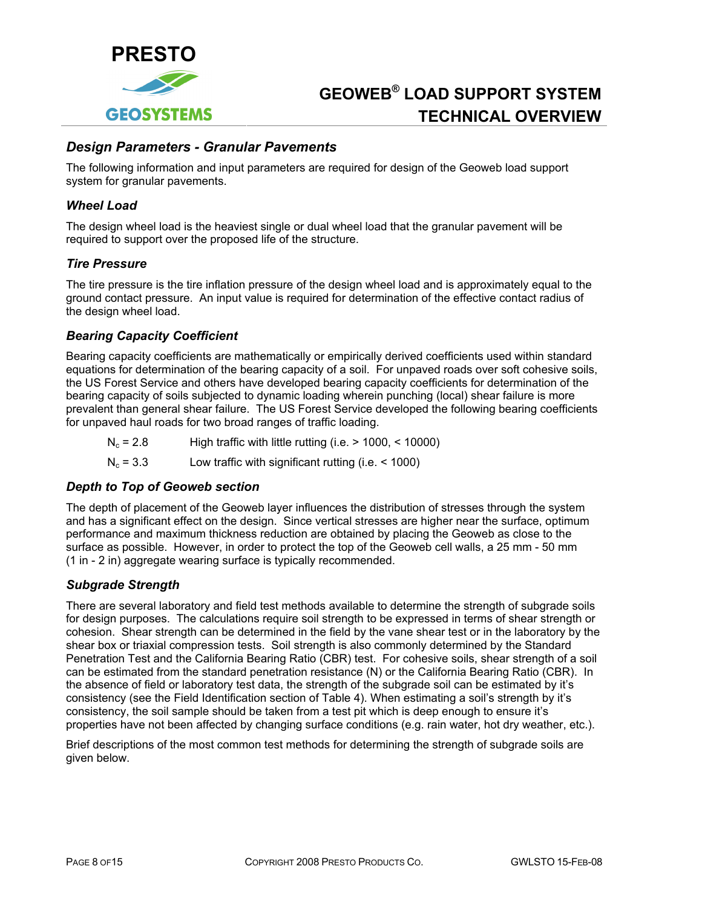## Design Parameters - Granular Pavements

The following information and input parameters are required for design of the Geoweb load support system for granular pavements.

### Wheel Load

The design wheel load is the heaviest single or dual wheel load that the granular pavement will be required to support over the proposed life of the structure.

### Tire Pressure

The tire pressure is the tire inflation pressure of the design wheel load and is approximately equal to the ground contact pressure. An input value is required for determination of the effective contact radius of the design wheel load.

### Bearing Capacity Coefficient

Bearing capacity coefficients are mathematically or empirically derived coefficients used within standard equations for determination of the bearing capacity of a soil. For unpaved roads over soft cohesive soils, the US Forest Service and others have developed bearing capacity coefficients for determination of the bearing capacity of soils subjected to dynamic loading wherein punching (local) shear failure is more prevalent than general shear failure. The US Forest Service developed the following bearing coefficients for unpaved haul roads for two broad ranges of traffic loading.

$N_c = 2.8$ High traffic with little rutting (i.e. > 1000, < 10000)

$N_c = 3.3$ Low traffic with significant rutting (i.e. < 1000)

### Depth to Top of Geoweb section

The depth of placement of the Geoweb layer influences the distribution of stresses through the system and has a significant effect on the design. Since vertical stresses are higher near the surface, optimum performance and maximum thickness reduction are obtained by placing the Geoweb as close to the surface as possible. However, in order to protect the top of the Geoweb cell walls, a 25 mm - 50 mm (1 in - 2 in) aggregate wearing surface is typically recommended.

### Subgrade Strength

There are several laboratory and field test methods available to determine the strength of subgrade soils for design purposes. The calculations require soil strength to be expressed in terms of shear strength or cohesion. Shear strength can be determined in the field by the vane shear test or in the laboratory by the shear box or triaxial compression tests. Soil strength is also commonly determined by the Standard Penetration Test and the California Bearing Ratio (CBR) test. For cohesive soils, shear strength of a soil can be estimated from the standard penetration resistance (N) or the California Bearing Ratio (CBR). In the absence of field or laboratory test data, the strength of the subgrade soil can be estimated by it's consistency (see the Field Identification section of Table 4). When estimating a soil's strength by it's consistency, the soil sample should be taken from a test pit which is deep enough to ensure it's properties have not been affected by changing surface conditions (e.g. rain water, hot dry weather, etc.).

Brief descriptions of the most common test methods for determining the strength of subgrade soils are given below.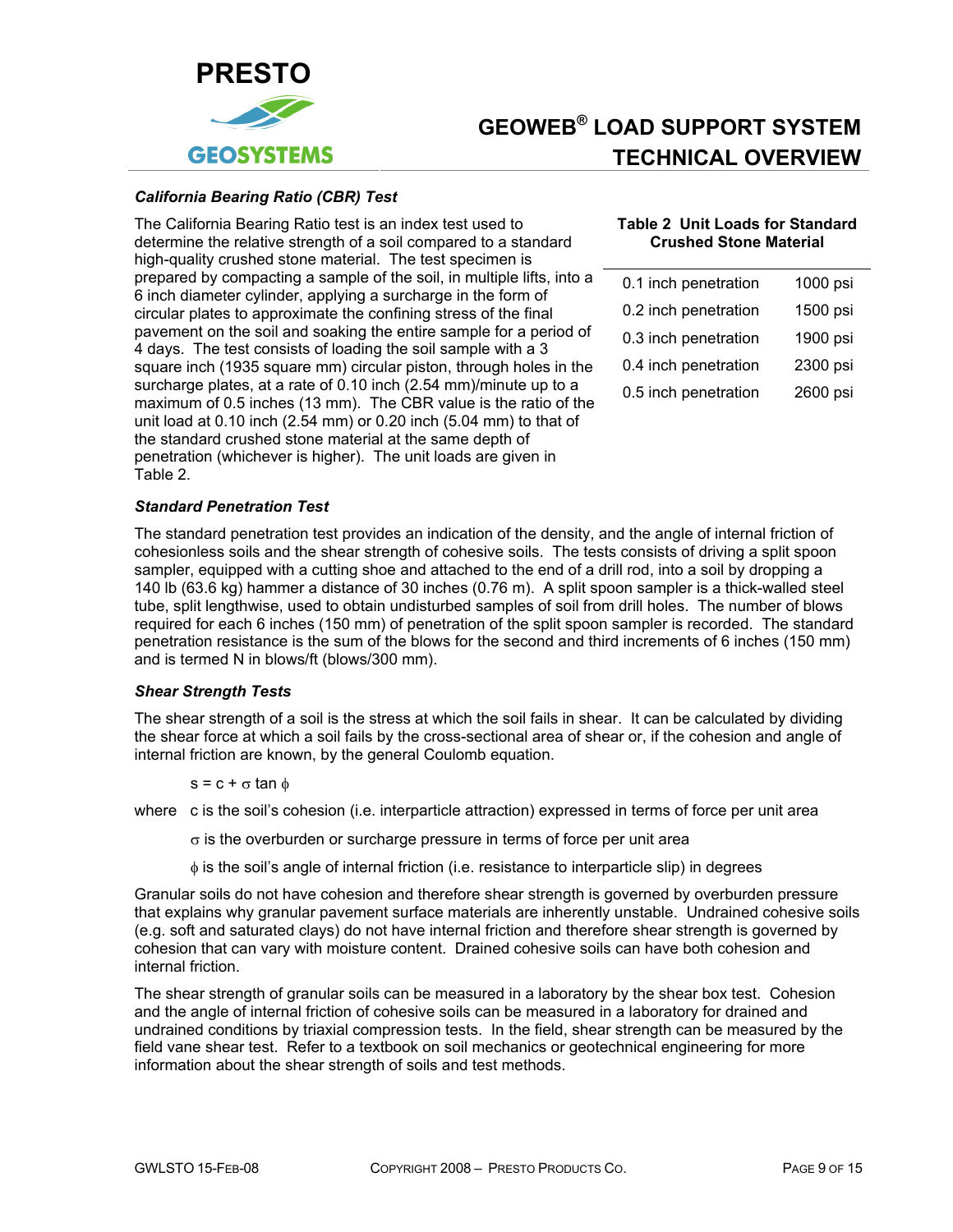### *California Bearing Ratio (CBR) Test*

The California Bearing Ratio test is an index test used to determine the relative strength of a soil compared to a standard high-quality crushed stone material. The test specimen is prepared by compacting a sample of the soil, in multiple lifts, into a 6 inch diameter cylinder, applying a surcharge in the form of circular plates to approximate the confining stress of the final pavement on the soil and soaking the entire sample for a period of 4 days. The test consists of loading the soil sample with a 3 square inch (1935 square mm) circular piston, through holes in the surcharge plates, at a rate of 0.10 inch (2.54 mm)/minute up to a maximum of 0.5 inches (13 mm). The CBR value is the ratio of the unit load at 0.10 inch (2.54 mm) or 0.20 inch (5.04 mm) to that of the standard crushed stone material at the same depth of penetration (whichever is higher). The unit loads are given in Table 2.

**Table 2 Unit Loads for Standard Crushed Stone Material**

| Penetration | Unit Load |
|---|---|
| 0.1 inch penetration | 1000 psi |
| 0.2 inch penetration | 1500 psi |
| 0.3 inch penetration | 1900 psi |
| 0.4 inch penetration | 2300 psi |
| 0.5 inch penetration | 2600 psi |

### *Standard Penetration Test*

The standard penetration test provides an indication of the density, and the angle of internal friction of cohesionless soils and the shear strength of cohesive soils. The tests consists of driving a split spoon sampler, equipped with a cutting shoe and attached to the end of a drill rod, into a soil by dropping a 140 lb (63.6 kg) hammer a distance of 30 inches (0.76 m). A split spoon sampler is a thick-walled steel tube, split lengthwise, used to obtain undisturbed samples of soil from drill holes. The number of blows required for each 6 inches (150 mm) of penetration of the split spoon sampler is recorded. The standard penetration resistance is the sum of the blows for the second and third increments of 6 inches (150 mm) and is termed N in blows/ft (blows/300 mm).

### *Shear Strength Tests*

The shear strength of a soil is the stress at which the soil fails in shear. It can be calculated by dividing the shear force at which a soil fails by the cross-sectional area of shear or, if the cohesion and angle of internal friction are known, by the general Coulomb equation.

$$s = c + \sigma \tan \phi$$

where $c$ is the soil's cohesion (i.e. interparticle attraction) expressed in terms of force per unit area

$\sigma$ is the overburden or surcharge pressure in terms of force per unit area

$\phi$ is the soil's angle of internal friction (i.e. resistance to interparticle slip) in degrees

Granular soils do not have cohesion and therefore shear strength is governed by overburden pressure that explains why granular pavement surface materials are inherently unstable. Undrained cohesive soils (e.g. soft and saturated clays) do not have internal friction and therefore shear strength is governed by cohesion that can vary with moisture content. Drained cohesive soils can have both cohesion and internal friction.

The shear strength of granular soils can be measured in a laboratory by the shear box test. Cohesion and the angle of internal friction of cohesive soils can be measured in a laboratory for drained and undrained conditions by triaxial compression tests. In the field, shear strength can be measured by the field vane shear test. Refer to a textbook on soil mechanics or geotechnical engineering for more information about the shear strength of soils and test methods.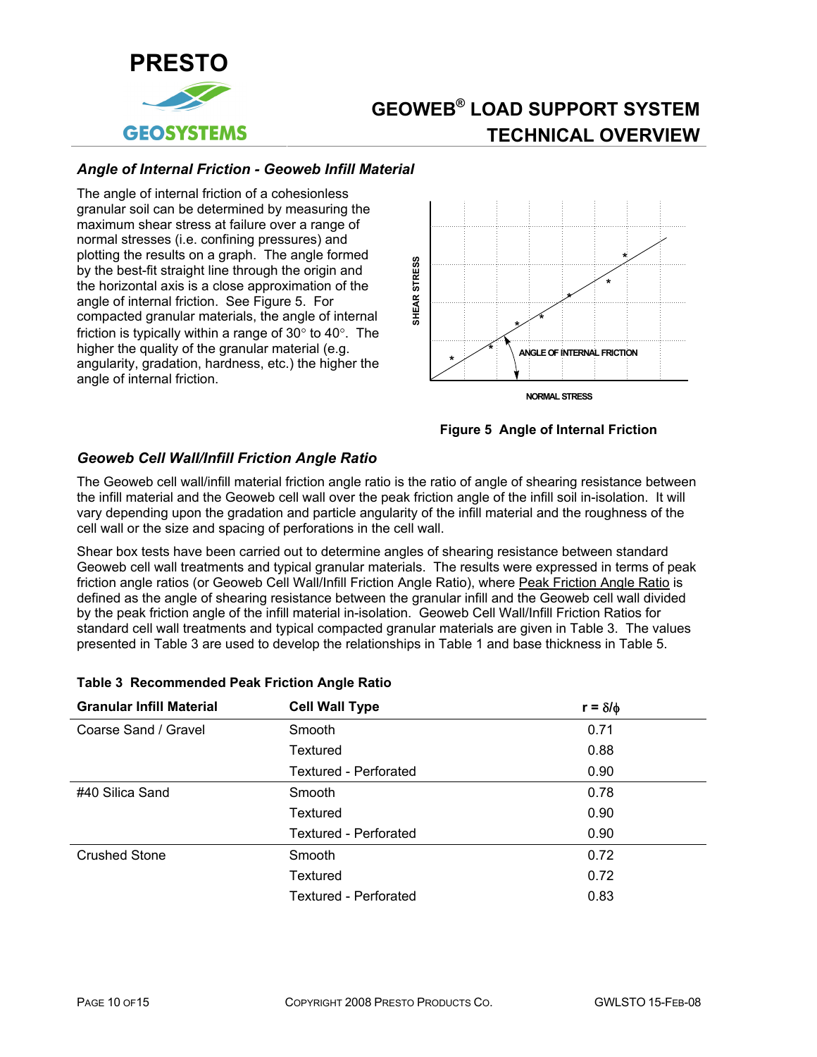### *Angle of Internal Friction - Geoweb Infill Material*

The angle of internal friction of a cohesionless granular soil can be determined by measuring the maximum shear stress at failure over a range of normal stresses (i.e. confining pressures) and plotting the results on a graph. The angle formed by the best-fit straight line through the origin and the horizontal axis is a close approximation of the angle of internal friction. See Figure 5. For compacted granular materials, the angle of internal friction is typically within a range of 30° to 40°. The higher the quality of the granular material (e.g. angularity, gradation, hardness, etc.) the higher the angle of internal friction.

**Figure 5 Angle of Internal Friction**

### *Geoweb Cell Wall/Infill Friction Angle Ratio*

The Geoweb cell wall/infill material friction angle ratio is the ratio of angle of shearing resistance between the infill material and the Geoweb cell wall over the peak friction angle of the infill soil in-isolation. It will vary depending upon the gradation and particle angularity of the infill material and the roughness of the cell wall or the size and spacing of perforations in the cell wall.

Shear box tests have been carried out to determine angles of shearing resistance between standard Geoweb cell wall treatments and typical granular materials. The results were expressed in terms of peak friction angle ratios (or Geoweb Cell Wall/Infill Friction Angle Ratio), where Peak Friction Angle Ratio is defined as the angle of shearing resistance between the granular infill and the Geoweb cell wall divided by the peak friction angle of the infill material in-isolation. Geoweb Cell Wall/Infill Friction Ratios for standard cell wall treatments and typical compacted granular materials are given in Table 3. The values presented in Table 3 are used to develop the relationships in Table 1 and base thickness in Table 5.

**Table 3 Recommended Peak Friction Angle Ratio**

| Granular Infill Material | Cell Wall Type | $r = \delta/\phi$ |
|---|---|---|
| Coarse Sand / Gravel | Smooth | 0.71 |
| | Textured | 0.88 |
| | Textured - Perforated | 0.90 |
| #40 Silica Sand | Smooth | 0.78 |
| | Textured | 0.90 |
| | Textured - Perforated | 0.90 |
| Crushed Stone | Smooth | 0.72 |
| | Textured | 0.72 |
| | Textured - Perforated | 0.83 |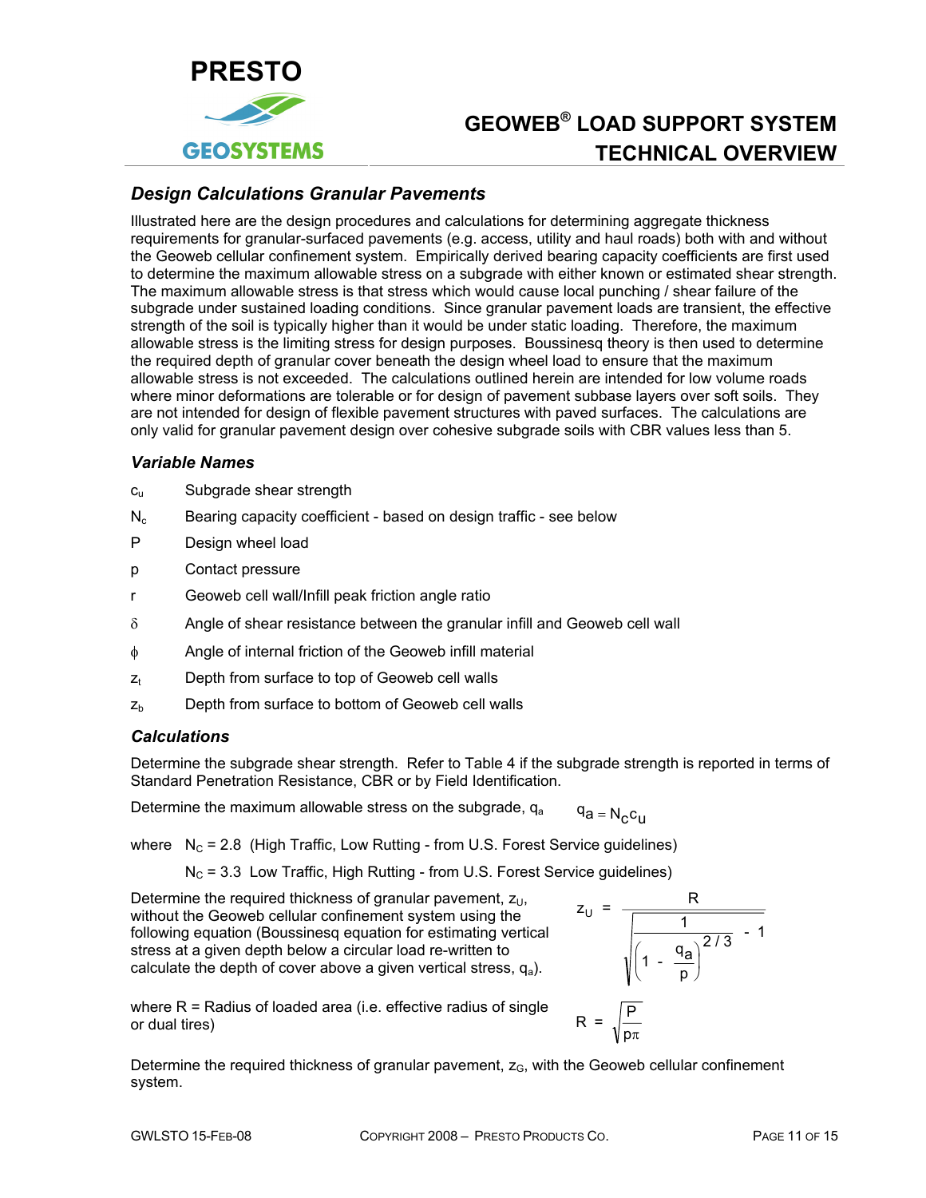## *Design Calculations Granular Pavements*

Illustrated here are the design procedures and calculations for determining aggregate thickness requirements for granular-surfaced pavements (e.g. access, utility and haul roads) both with and without the Geoweb cellular confinement system. Empirically derived bearing capacity coefficients are first used to determine the maximum allowable stress on a subgrade with either known or estimated shear strength. The maximum allowable stress is that stress which would cause local punching / shear failure of the subgrade under sustained loading conditions. Since granular pavement loads are transient, the effective strength of the soil is typically higher than it would be under static loading. Therefore, the maximum allowable stress is the limiting stress for design purposes. Boussinesq theory is then used to determine the required depth of granular cover beneath the design wheel load to ensure that the maximum allowable stress is not exceeded. The calculations outlined herein are intended for low volume roads where minor deformations are tolerable or for design of pavement subbase layers over soft soils. They are not intended for design of flexible pavement structures with paved surfaces. The calculations are only valid for granular pavement design over cohesive subgrade soils with CBR values less than 5.

### *Variable Names*

- $c_u$ Subgrade shear strength
- $N_c$ Bearing capacity coefficient - based on design traffic - see below
- $P$ Design wheel load
- $p$ Contact pressure
- $r$ Geoweb cell wall/Infill peak friction angle ratio
- $\delta$ Angle of shear resistance between the granular infill and Geoweb cell wall
- $\phi$ Angle of internal friction of the Geoweb infill material
- $z_t$ Depth from surface to top of Geoweb cell walls
- $z_b$ Depth from surface to bottom of Geoweb cell walls

### *Calculations*

Determine the subgrade shear strength. Refer to Table 4 if the subgrade strength is reported in terms of Standard Penetration Resistance, CBR or by Field Identification.

Determine the maximum allowable stress on the subgrade, $q_a$

$$q_a = N_C c_u$$

where $N_C = 2.8$ (High Traffic, Low Rutting - from U.S. Forest Service guidelines)

$N_C = 3.3$ Low Traffic, High Rutting - from U.S. Forest Service guidelines)

Determine the required thickness of granular pavement, $z_U$, without the Geoweb cellular confinement system using the following equation (Boussinesq equation for estimating vertical stress at a given depth below a circular load re-written to calculate the depth of cover above a given vertical stress, $q_a$).

$$z_U = \frac{R}{\sqrt{\dfrac{1}{\left(1 - \dfrac{q_a}{p}\right)^{2/3}} - 1}}$$

where R = Radius of loaded area (i.e. effective radius of single or dual tires)

$$R = \sqrt{\frac{P}{p\pi}}$$

Determine the required thickness of granular pavement, $z_G$, with the Geoweb cellular confinement system.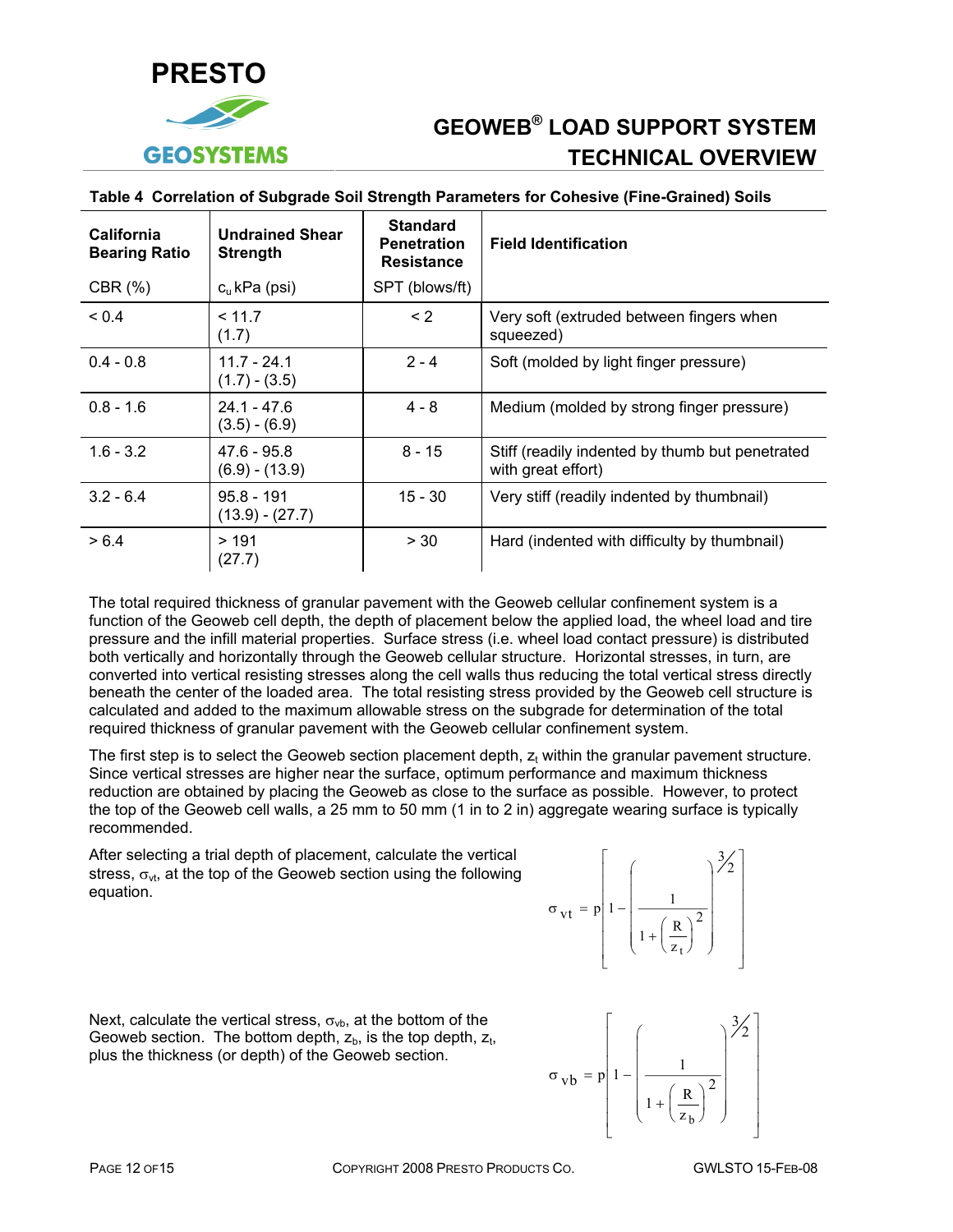**Table 4 Correlation of Subgrade Soil Strength Parameters for Cohesive (Fine-Grained) Soils**

| California Bearing Ratio<br>CBR (%) | Undrained Shear Strength<br>$c_u$ kPa (psi) | Standard Penetration Resistance<br>SPT (blows/ft) | Field Identification |
|---|---|---|---|
| < 0.4 | < 11.7<br>(1.7) | < 2 | Very soft (extruded between fingers when squeezed) |
| 0.4 - 0.8 | 11.7 - 24.1<br>(1.7) - (3.5) | 2 - 4 | Soft (molded by light finger pressure) |
| 0.8 - 1.6 | 24.1 - 47.6<br>(3.5) - (6.9) | 4 - 8 | Medium (molded by strong finger pressure) |
| 1.6 - 3.2 | 47.6 - 95.8<br>(6.9) - (13.9) | 8 - 15 | Stiff (readily indented by thumb but penetrated with great effort) |
| 3.2 - 6.4 | 95.8 - 191<br>(13.9) - (27.7) | 15 - 30 | Very stiff (readily indented by thumbnail) |
| > 6.4 | > 191<br>(27.7) | > 30 | Hard (indented with difficulty by thumbnail) |

The total required thickness of granular pavement with the Geoweb cellular confinement system is a function of the Geoweb cell depth, the depth of placement below the applied load, the wheel load and tire pressure and the infill material properties. Surface stress (i.e. wheel load contact pressure) is distributed both vertically and horizontally through the Geoweb cellular structure. Horizontal stresses, in turn, are converted into vertical resisting stresses along the cell walls thus reducing the total vertical stress directly beneath the center of the loaded area. The total resisting stress provided by the Geoweb cell structure is calculated and added to the maximum allowable stress on the subgrade for determination of the total required thickness of granular pavement with the Geoweb cellular confinement system.

The first step is to select the Geoweb section placement depth, $z_t$ within the granular pavement structure. Since vertical stresses are higher near the surface, optimum performance and maximum thickness reduction are obtained by placing the Geoweb as close to the surface as possible. However, to protect the top of the Geoweb cell walls, a 25 mm to 50 mm (1 in to 2 in) aggregate wearing surface is typically recommended.

After selecting a trial depth of placement, calculate the vertical stress, $\sigma_{vt}$, at the top of the Geoweb section using the following equation.

$$\sigma_{vt} = p\left[1 - \left(\frac{1}{1 + \left(\frac{R}{z_t}\right)^2}\right)^{3/2}\right]$$

Next, calculate the vertical stress, $\sigma_{vb}$, at the bottom of the Geoweb section. The bottom depth, $z_b$, is the top depth, $z_t$, plus the thickness (or depth) of the Geoweb section.

$$\sigma_{vb} = p\left[1 - \left(\frac{1}{1 + \left(\frac{R}{z_b}\right)^2}\right)^{3/2}\right]$$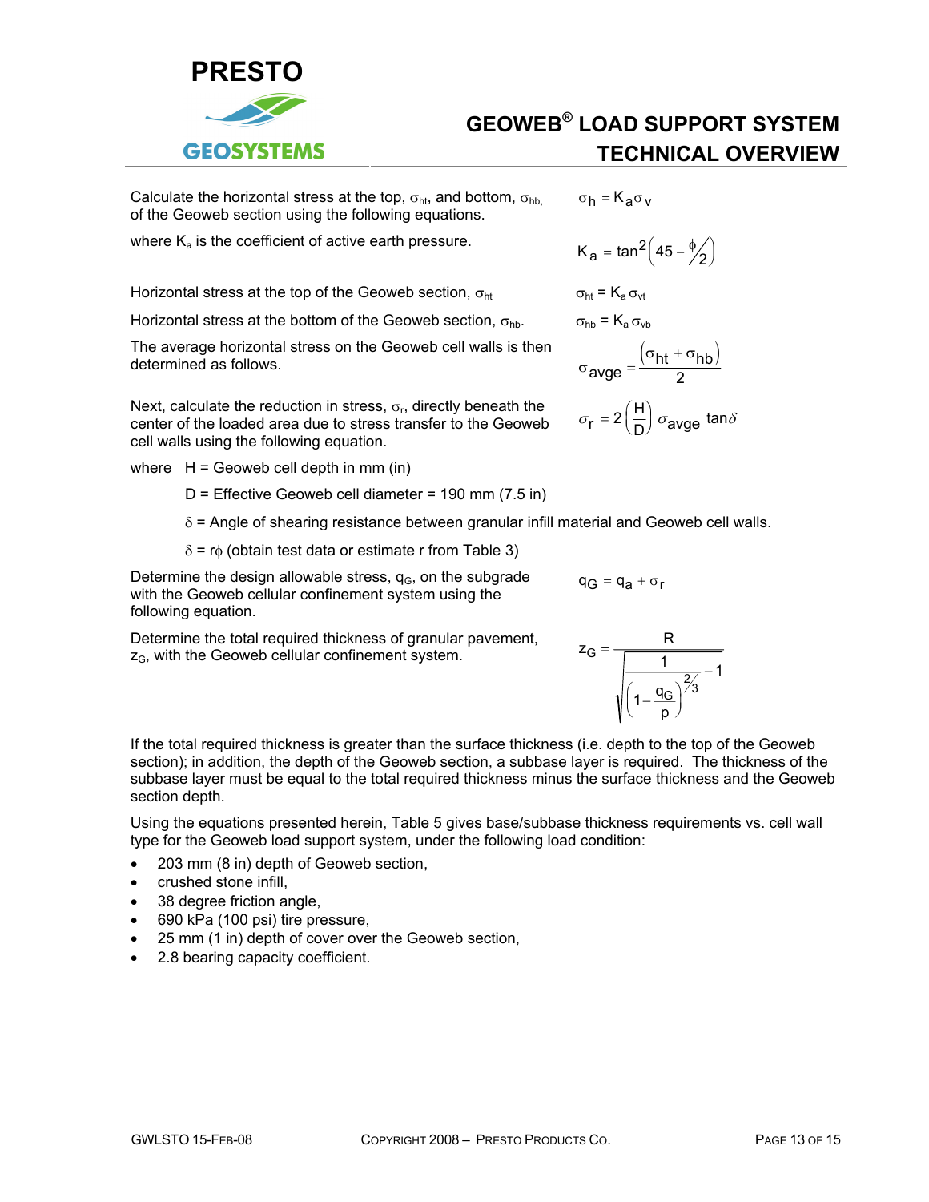Calculate the horizontal stress at the top, $\sigma_{ht}$, and bottom, $\sigma_{hb}$, of the Geoweb section using the following equations.

$$\sigma_h = K_a \sigma_v$$

where $K_a$ is the coefficient of active earth pressure.

$$K_a = \tan^2\left(45 - \phi/2\right)$$

Horizontal stress at the top of the Geoweb section, $\sigma_{ht}$

$$\sigma_{ht} = K_a \sigma_{vt}$$

Horizontal stress at the bottom of the Geoweb section, $\sigma_{hb}$.

$$\sigma_{hb} = K_a \sigma_{vb}$$

The average horizontal stress on the Geoweb cell walls is then determined as follows.

$$\sigma_{avge} = \frac{(\sigma_{ht} + \sigma_{hb})}{2}$$

Next, calculate the reduction in stress, $\sigma_r$, directly beneath the center of the loaded area due to stress transfer to the Geoweb cell walls using the following equation.

$$\sigma_r = 2\left(\frac{H}{D}\right)\sigma_{avge} \tan\delta$$

where H = Geoweb cell depth in mm (in)

D = Effective Geoweb cell diameter = 190 mm (7.5 in)

$\delta$ = Angle of shearing resistance between granular infill material and Geoweb cell walls.

$\delta = r\phi$ (obtain test data or estimate r from Table 3)

Determine the design allowable stress, $q_G$, on the subgrade with the Geoweb cellular confinement system using the following equation.

$$q_G = q_a + \sigma_r$$

Determine the total required thickness of granular pavement, $z_G$, with the Geoweb cellular confinement system.

$$z_G = \frac{R}{\sqrt{\dfrac{1}{\left(1 - \dfrac{q_G}{p}\right)^{2/3}} - 1}}$$

If the total required thickness is greater than the surface thickness (i.e. depth to the top of the Geoweb section); in addition, the depth of the Geoweb section, a subbase layer is required. The thickness of the subbase layer must be equal to the total required thickness minus the surface thickness and the Geoweb section depth.

Using the equations presented herein, Table 5 gives base/subbase thickness requirements vs. cell wall type for the Geoweb load support system, under the following load condition:

- 203 mm (8 in) depth of Geoweb section,
- crushed stone infill,
- 38 degree friction angle,
- 690 kPa (100 psi) tire pressure,
- 25 mm (1 in) depth of cover over the Geoweb section,
- 2.8 bearing capacity coefficient.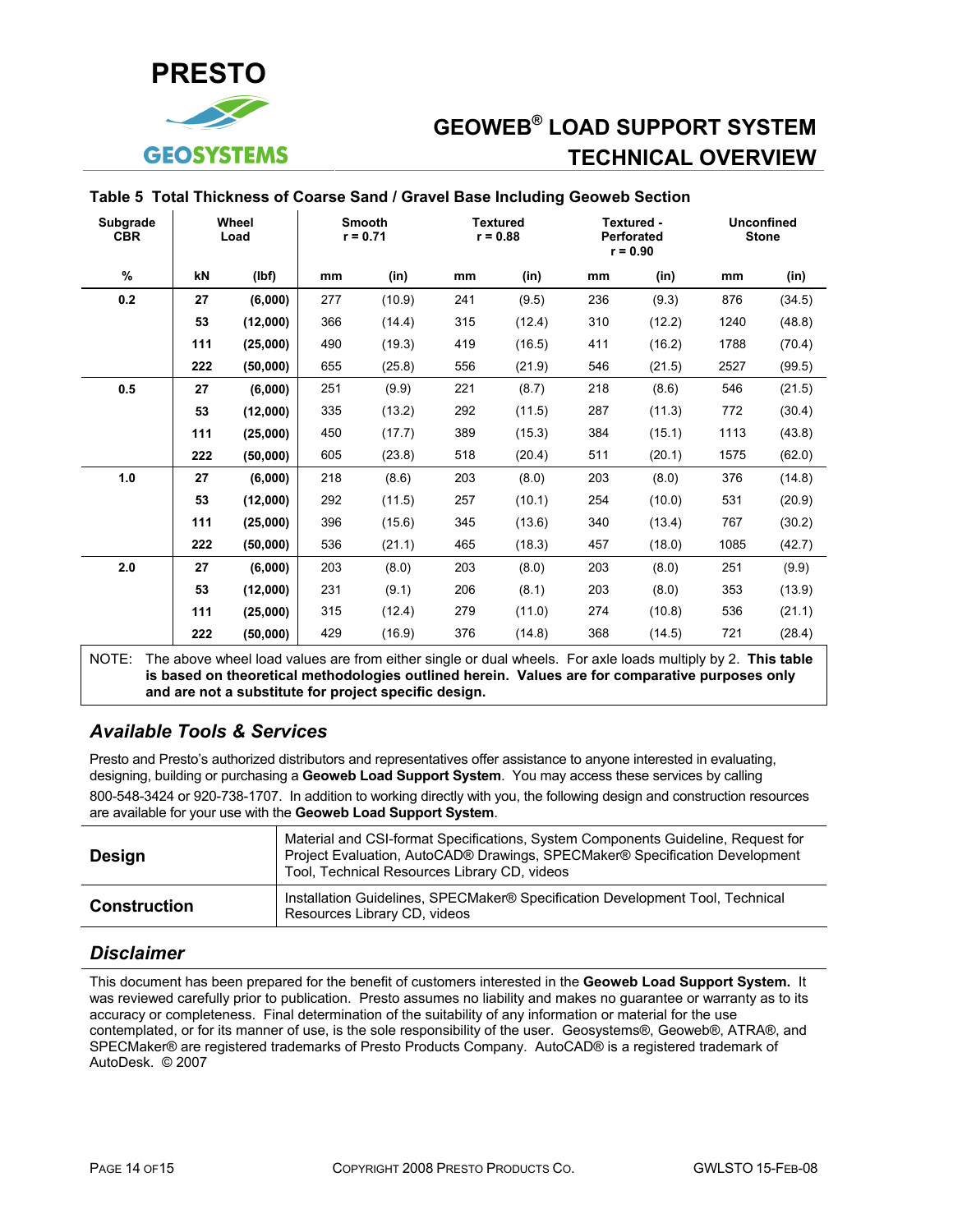## Table 5 Total Thickness of Coarse Sand / Gravel Base Including Geoweb Section

| Subgrade CBR | Wheel Load | | Smooth r = 0.71 | | Textured r = 0.88 | | Textured - Perforated r = 0.90 | | Unconfined Stone | |
|---|---|---|---|---|---|---|---|---|---|---|
| % | kN | (lbf) | mm | (in) | mm | (in) | mm | (in) | mm | (in) |
| 0.2 | 27 | (6,000) | 277 | (10.9) | 241 | (9.5) | 236 | (9.3) | 876 | (34.5) |
| | 53 | (12,000) | 366 | (14.4) | 315 | (12.4) | 310 | (12.2) | 1240 | (48.8) |
| | 111 | (25,000) | 490 | (19.3) | 419 | (16.5) | 411 | (16.2) | 1788 | (70.4) |
| | 222 | (50,000) | 655 | (25.8) | 556 | (21.9) | 546 | (21.5) | 2527 | (99.5) |
| 0.5 | 27 | (6,000) | 251 | (9.9) | 221 | (8.7) | 218 | (8.6) | 546 | (21.5) |
| | 53 | (12,000) | 335 | (13.2) | 292 | (11.5) | 287 | (11.3) | 772 | (30.4) |
| | 111 | (25,000) | 450 | (17.7) | 389 | (15.3) | 384 | (15.1) | 1113 | (43.8) |
| | 222 | (50,000) | 605 | (23.8) | 518 | (20.4) | 511 | (20.1) | 1575 | (62.0) |
| 1.0 | 27 | (6,000) | 218 | (8.6) | 203 | (8.0) | 203 | (8.0) | 376 | (14.8) |
| | 53 | (12,000) | 292 | (11.5) | 257 | (10.1) | 254 | (10.0) | 531 | (20.9) |
| | 111 | (25,000) | 396 | (15.6) | 345 | (13.6) | 340 | (13.4) | 767 | (30.2) |
| | 222 | (50,000) | 536 | (21.1) | 465 | (18.3) | 457 | (18.0) | 1085 | (42.7) |
| 2.0 | 27 | (6,000) | 203 | (8.0) | 203 | (8.0) | 203 | (8.0) | 251 | (9.9) |
| | 53 | (12,000) | 231 | (9.1) | 206 | (8.1) | 203 | (8.0) | 353 | (13.9) |
| | 111 | (25,000) | 315 | (12.4) | 279 | (11.0) | 274 | (10.8) | 536 | (21.1) |
| | 222 | (50,000) | 429 | (16.9) | 376 | (14.8) | 368 | (14.5) | 721 | (28.4) |

NOTE: The above wheel load values are from either single or dual wheels. For axle loads multiply by 2. **This table is based on theoretical methodologies outlined herein. Values are for comparative purposes only and are not a substitute for project specific design.**

## *Available Tools & Services*

Presto and Presto's authorized distributors and representatives offer assistance to anyone interested in evaluating, designing, building or purchasing a **Geoweb Load Support System**. You may access these services by calling 800-548-3424 or 920-738-1707. In addition to working directly with you, the following design and construction resources are available for your use with the **Geoweb Load Support System**.

| | |
|---|---|
| **Design** | Material and CSI-format Specifications, System Components Guideline, Request for Project Evaluation, AutoCAD® Drawings, SPECMaker® Specification Development Tool, Technical Resources Library CD, videos |
| **Construction** | Installation Guidelines, SPECMaker® Specification Development Tool, Technical Resources Library CD, videos |

## *Disclaimer*

This document has been prepared for the benefit of customers interested in the **Geoweb Load Support System.** It was reviewed carefully prior to publication. Presto assumes no liability and makes no guarantee or warranty as to its accuracy or completeness. Final determination of the suitability of any information or material for the use contemplated, or for its manner of use, is the sole responsibility of the user. Geosystems®, Geoweb®, ATRA®, and SPECMaker® are registered trademarks of Presto Products Company. AutoCAD® is a registered trademark of AutoDesk. © 2007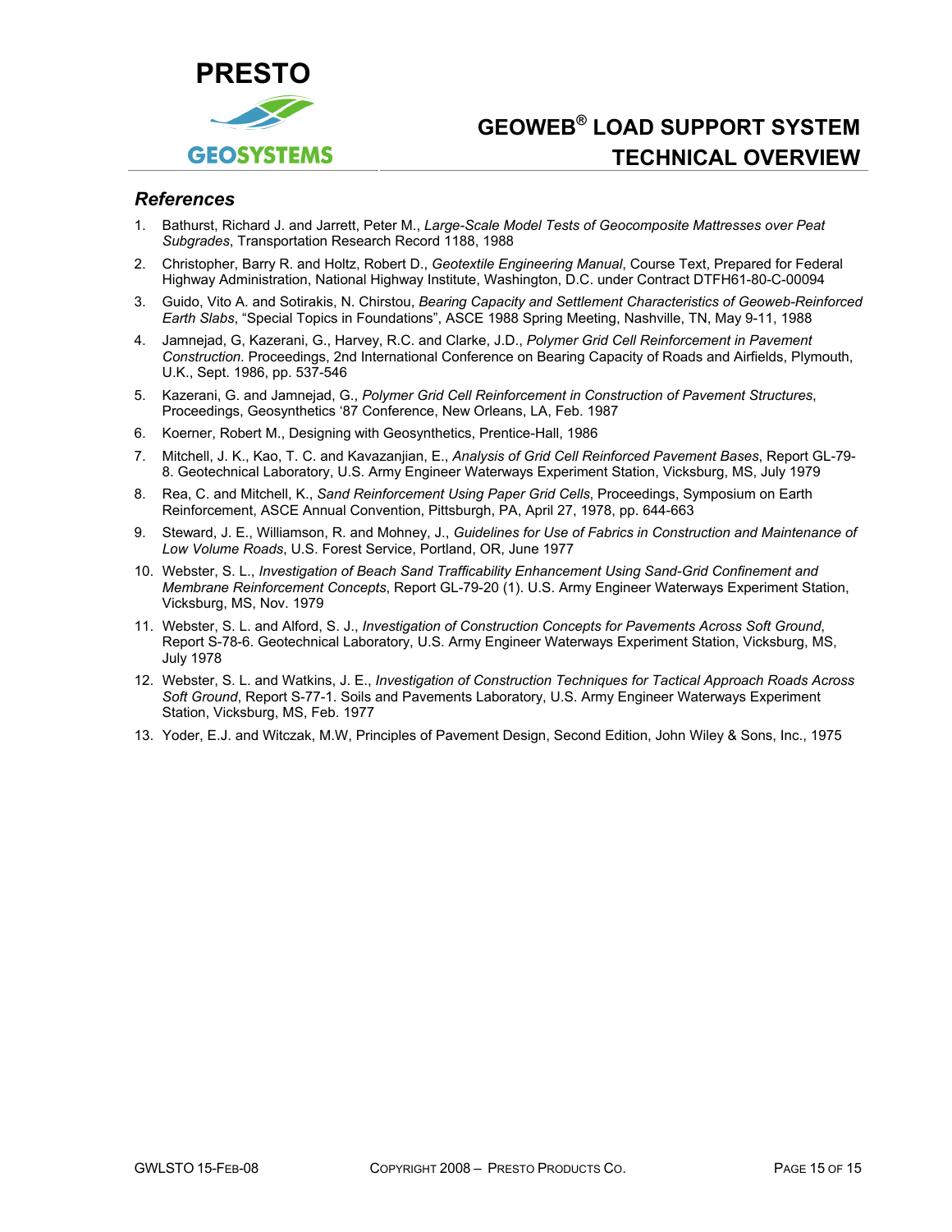## References

1. Bathurst, Richard J. and Jarrett, Peter M., *Large-Scale Model Tests of Geocomposite Mattresses over Peat Subgrades*, Transportation Research Record 1188, 1988
2. Christopher, Barry R. and Holtz, Robert D., *Geotextile Engineering Manual*, Course Text, Prepared for Federal Highway Administration, National Highway Institute, Washington, D.C. under Contract DTFH61-80-C-00094
3. Guido, Vito A. and Sotirakis, N. Chirstou, *Bearing Capacity and Settlement Characteristics of Geoweb-Reinforced Earth Slabs*, "Special Topics in Foundations", ASCE 1988 Spring Meeting, Nashville, TN, May 9-11, 1988
4. Jamnejad, G, Kazerani, G., Harvey, R.C. and Clarke, J.D., *Polymer Grid Cell Reinforcement in Pavement Construction*. Proceedings, 2nd International Conference on Bearing Capacity of Roads and Airfields, Plymouth, U.K., Sept. 1986, pp. 537-546
5. Kazerani, G. and Jamnejad, G., *Polymer Grid Cell Reinforcement in Construction of Pavement Structures*, Proceedings, Geosynthetics '87 Conference, New Orleans, LA, Feb. 1987
6. Koerner, Robert M., Designing with Geosynthetics, Prentice-Hall, 1986
7. Mitchell, J. K., Kao, T. C. and Kavazanjian, E., *Analysis of Grid Cell Reinforced Pavement Bases*, Report GL-79-8. Geotechnical Laboratory, U.S. Army Engineer Waterways Experiment Station, Vicksburg, MS, July 1979
8. Rea, C. and Mitchell, K., *Sand Reinforcement Using Paper Grid Cells*, Proceedings, Symposium on Earth Reinforcement, ASCE Annual Convention, Pittsburgh, PA, April 27, 1978, pp. 644-663
9. Steward, J. E., Williamson, R. and Mohney, J., *Guidelines for Use of Fabrics in Construction and Maintenance of Low Volume Roads*, U.S. Forest Service, Portland, OR, June 1977
10. Webster, S. L., *Investigation of Beach Sand Trafficability Enhancement Using Sand-Grid Confinement and Membrane Reinforcement Concepts*, Report GL-79-20 (1). U.S. Army Engineer Waterways Experiment Station, Vicksburg, MS, Nov. 1979
11. Webster, S. L. and Alford, S. J., *Investigation of Construction Concepts for Pavements Across Soft Ground*, Report S-78-6. Geotechnical Laboratory, U.S. Army Engineer Waterways Experiment Station, Vicksburg, MS, July 1978
12. Webster, S. L. and Watkins, J. E., *Investigation of Construction Techniques for Tactical Approach Roads Across Soft Ground*, Report S-77-1. Soils and Pavements Laboratory, U.S. Army Engineer Waterways Experiment Station, Vicksburg, MS, Feb. 1977
13. Yoder, E.J. and Witczak, M.W, Principles of Pavement Design, Second Edition, John Wiley & Sons, Inc., 1975